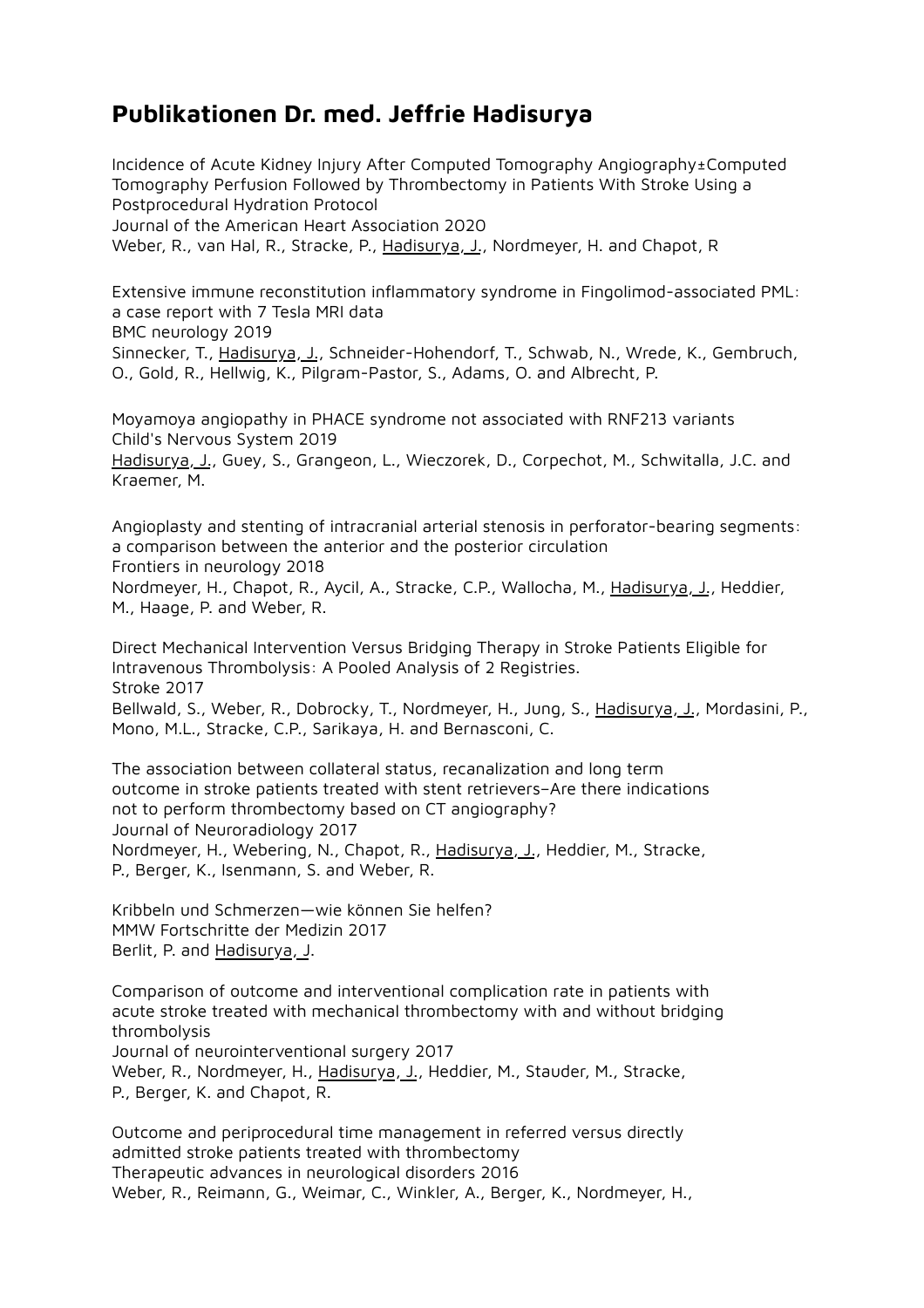# Publikationen Dr. med. Jeffrie Hadisurya

Incidence of Acute Kidney Injury After Computed Tomography Angiography±Computed Tomography Perfusion Followed by Thrombectomy in Patients With Stroke Using a Postprocedural Hydration Protocol
Journal of the American Heart Association 2020
Weber, R., van Hal, R., Stracke, P., Hadisurya, J., Nordmeyer, H. and Chapot, R

Extensive immune reconstitution inflammatory syndrome in Fingolimod-associated PML: a case report with 7 Tesla MRI data
BMC neurology 2019
Sinnecker, T., Hadisurya, J., Schneider-Hohendorf, T., Schwab, N., Wrede, K., Gembruch, O., Gold, R., Hellwig, K., Pilgram-Pastor, S., Adams, O. and Albrecht, P.

Moyamoya angiopathy in PHACE syndrome not associated with RNF213 variants
Child's Nervous System 2019
Hadisurya, J., Guey, S., Grangeon, L., Wieczorek, D., Corpechot, M., Schwitalla, J.C. and Kraemer, M.

Angioplasty and stenting of intracranial arterial stenosis in perforator-bearing segments: a comparison between the anterior and the posterior circulation
Frontiers in neurology 2018
Nordmeyer, H., Chapot, R., Aycil, A., Stracke, C.P., Wallocha, M., Hadisurya, J., Heddier, M., Haage, P. and Weber, R.

Direct Mechanical Intervention Versus Bridging Therapy in Stroke Patients Eligible for Intravenous Thrombolysis: A Pooled Analysis of 2 Registries.
Stroke 2017
Bellwald, S., Weber, R., Dobrocky, T., Nordmeyer, H., Jung, S., Hadisurya, J., Mordasini, P., Mono, M.L., Stracke, C.P., Sarikaya, H. and Bernasconi, C.

The association between collateral status, recanalization and long term outcome in stroke patients treated with stent retrievers–Are there indications not to perform thrombectomy based on CT angiography?
Journal of Neuroradiology 2017
Nordmeyer, H., Webering, N., Chapot, R., Hadisurya, J., Heddier, M., Stracke, P., Berger, K., Isenmann, S. and Weber, R.

Kribbeln und Schmerzen—wie können Sie helfen?
MMW Fortschritte der Medizin 2017
Berlit, P. and Hadisurya, J.

Comparison of outcome and interventional complication rate in patients with acute stroke treated with mechanical thrombectomy with and without bridging thrombolysis
Journal of neurointerventional surgery 2017
Weber, R., Nordmeyer, H., Hadisurya, J., Heddier, M., Stauder, M., Stracke, P., Berger, K. and Chapot, R.

Outcome and periprocedural time management in referred versus directly admitted stroke patients treated with thrombectomy
Therapeutic advances in neurological disorders 2016
Weber, R., Reimann, G., Weimar, C., Winkler, A., Berger, K., Nordmeyer, H.,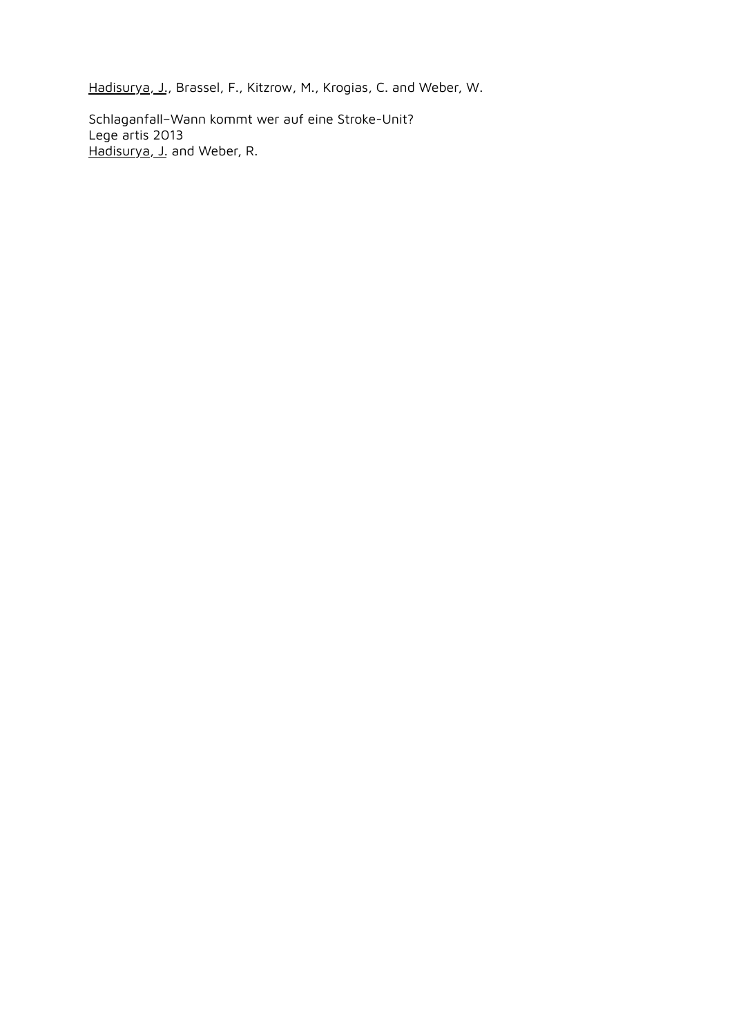<u>Hadisurya, J.</u>, Brassel, F., Kitzrow, M., Krogias, C. and Weber, W.

Schlaganfall–Wann kommt wer auf eine Stroke-Unit?
Lege artis 2013
<u>Hadisurya, J.</u> and Weber, R.